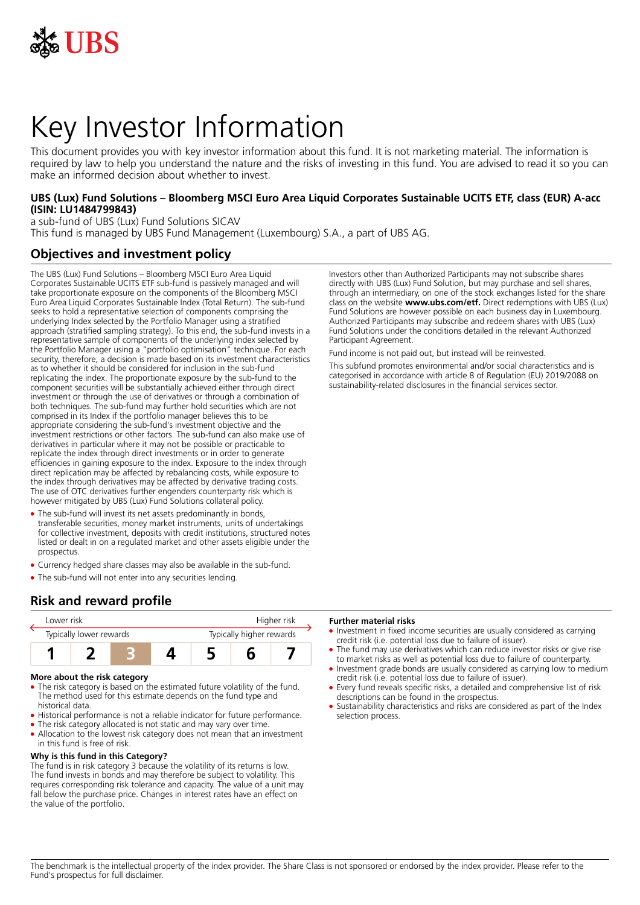# Key Investor Information

This document provides you with key investor information about this fund. It is not marketing material. The information is required by law to help you understand the nature and the risks of investing in this fund. You are advised to read it so you can make an informed decision about whether to invest.

**UBS (Lux) Fund Solutions – Bloomberg MSCI Euro Area Liquid Corporates Sustainable UCITS ETF, class (EUR) A-acc (ISIN: LU1484799843)**

a sub-fund of UBS (Lux) Fund Solutions SICAV

This fund is managed by UBS Fund Management (Luxembourg) S.A., a part of UBS AG.

## Objectives and investment policy

The UBS (Lux) Fund Solutions – Bloomberg MSCI Euro Area Liquid Corporates Sustainable UCITS ETF sub-fund is passively managed and will take proportionate exposure on the components of the Bloomberg MSCI Euro Area Liquid Corporates Sustainable Index (Total Return). The sub-fund seeks to hold a representative selection of components comprising the underlying Index selected by the Portfolio Manager using a stratified approach (stratified sampling strategy). To this end, the sub-fund invests in a representative sample of components of the underlying index selected by the Portfolio Manager using a "portfolio optimisation" technique. For each security, therefore, a decision is made based on its investment characteristics as to whether it should be considered for inclusion in the sub-fund replicating the index. The proportionate exposure by the sub-fund to the component securities will be substantially achieved either through direct investment or through the use of derivatives or through a combination of both techniques. The sub-fund may further hold securities which are not comprised in its Index if the portfolio manager believes this to be appropriate considering the sub-fund's investment objective and the investment restrictions or other factors. The sub-fund can also make use of derivatives in particular where it may not be possible or practicable to replicate the index through direct investments or in order to generate efficiencies in gaining exposure to the index. Exposure to the index through direct replication may be affected by rebalancing costs, while exposure to the index through derivatives may be affected by derivative trading costs. The use of OTC derivatives further engenders counterparty risk which is however mitigated by UBS (Lux) Fund Solutions collateral policy.

- The sub-fund will invest its net assets predominantly in bonds, transferable securities, money market instruments, units of undertakings for collective investment, deposits with credit institutions, structured notes listed or dealt in on a regulated market and other assets eligible under the prospectus.
- Currency hedged share classes may also be available in the sub-fund.
- The sub-fund will not enter into any securities lending.

Investors other than Authorized Participants may not subscribe shares directly with UBS (Lux) Fund Solution, but may purchase and sell shares, through an intermediary, on one of the stock exchanges listed for the share class on the website **www.ubs.com/etf.** Direct redemptions with UBS (Lux) Fund Solutions are however possible on each business day in Luxembourg. Authorized Participants may subscribe and redeem shares with UBS (Lux) Fund Solutions under the conditions detailed in the relevant Authorized Participant Agreement.

Fund income is not paid out, but instead will be reinvested.

This subfund promotes environmental and/or social characteristics and is categorised in accordance with article 8 of Regulation (EU) 2019/2088 on sustainability-related disclosures in the financial services sector.

## Risk and reward profile

| Lower risk | | | | | | Higher risk |
|---|---|---|---|---|---|---|
| Typically lower rewards | | | | | | Typically higher rewards |
| 1 | 2 | **3** | 4 | 5 | 6 | 7 |

### More about the risk category

- The risk category is based on the estimated future volatility of the fund. The method used for this estimate depends on the fund type and historical data.
- Historical performance is not a reliable indicator for future performance.
- The risk category allocated is not static and may vary over time.
- Allocation to the lowest risk category does not mean that an investment in this fund is free of risk.

### Why is this fund in this Category?

The fund is in risk category 3 because the volatility of its returns is low. The fund invests in bonds and may therefore be subject to volatility. This requires corresponding risk tolerance and capacity. The value of a unit may fall below the purchase price. Changes in interest rates have an effect on the value of the portfolio.

### Further material risks

- Investment in fixed income securities are usually considered as carrying credit risk (i.e. potential loss due to failure of issuer).
- The fund may use derivatives which can reduce investor risks or give rise to market risks as well as potential loss due to failure of counterparty.
- Investment grade bonds are usually considered as carrying low to medium credit risk (i.e. potential loss due to failure of issuer).
- Every fund reveals specific risks, a detailed and comprehensive list of risk descriptions can be found in the prospectus.
- Sustainability characteristics and risks are considered as part of the Index selection process.

The benchmark is the intellectual property of the index provider. The Share Class is not sponsored or endorsed by the index provider. Please refer to the Fund's prospectus for full disclaimer.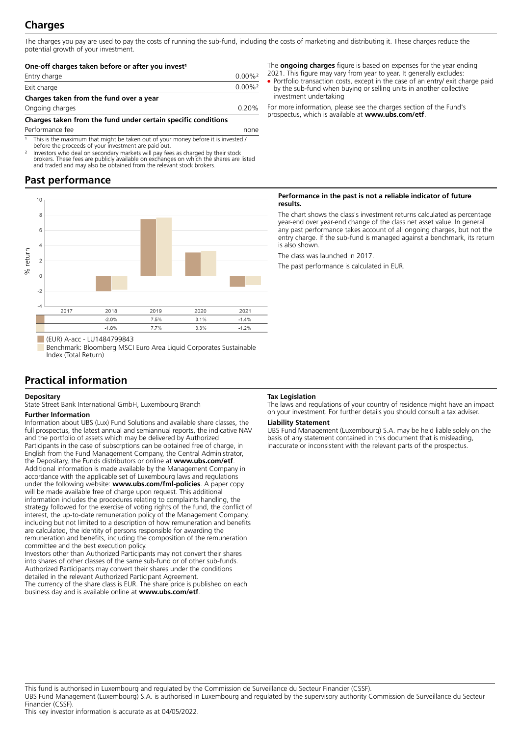## Charges

The charges you pay are used to pay the costs of running the sub-fund, including the costs of marketing and distributing it. These charges reduce the potential growth of your investment.

| **One-off charges taken before or after you invest**[1] | |
| --- | --- |
| Entry charge | 0.00%[2] |
| Exit charge | 0.00%[2] |
| **Charges taken from the fund over a year** | |
| Ongoing charges | 0.20% |
| **Charges taken from the fund under certain specific conditions** | |
| Performance fee | none |

[1] This is the maximum that might be taken out of your money before it is invested / before the proceeds of your investment are paid out.

[2] Investors who deal on secondary markets will pay fees as charged by their stock brokers. These fees are publicly available on exchanges on which the shares are listed and traded and may also be obtained from the relevant stock brokers.

The **ongoing charges** figure is based on expenses for the year ending 2021. This figure may vary from year to year. It generally excludes:

- Portfolio transaction costs, except in the case of an entry/ exit charge paid by the sub-fund when buying or selling units in another collective investment undertaking

For more information, please see the charges section of the Fund's prospectus, which is available at **www.ubs.com/etf**.

## Past performance

% return

10
8
6
4
2
0
-2
-4

2017 2018 2019 2020 2021

-2.0% 7.5% 3.1% -1.4%

-1.8% 7.7% 3.3% -1.2%

(EUR) A-acc - LU1484799843

Benchmark: Bloomberg MSCI Euro Area Liquid Corporates Sustainable Index (Total Return)

**Performance in the past is not a reliable indicator of future results.**

The chart shows the class's investment returns calculated as percentage year-end over year-end change of the class net asset value. In general any past performance takes account of all ongoing charges, but not the entry charge. If the sub-fund is managed against a benchmark, its return is also shown.

The class was launched in 2017.

The past performance is calculated in EUR.

## Practical information

**Depositary**

State Street Bank International GmbH, Luxembourg Branch

**Further Information**

Information about UBS (Lux) Fund Solutions and available share classes, the full prospectus, the latest annual and semiannual reports, the indicative NAV and the portfolio of assets which may be delivered by Authorized Participants in the case of subscrptions can be obtained free of charge, in English from the Fund Management Company, the Central Administrator, the Depositary, the Funds distributors or online at **www.ubs.com/etf**. Additional information is made available by the Management Company in accordance with the applicable set of Luxembourg laws and regulations under the following website: **www.ubs.com/fml-policies**. A paper copy will be made available free of charge upon request. This additional information includes the procedures relating to complaints handling, the strategy followed for the exercise of voting rights of the fund, the conflict of interest, the up-to-date remuneration policy of the Management Company, including but not limited to a description of how remuneration and benefits are calculated, the identity of persons responsible for awarding the remuneration and benefits, including the composition of the remuneration committee and the best execution policy.

Investors other than Authorized Participants may not convert their shares into shares of other classes of the same sub-fund or of other sub-funds. Authorized Participants may convert their shares under the conditions detailed in the relevant Authorized Participant Agreement.

The currency of the share class is EUR. The share price is published on each business day and is available online at **www.ubs.com/etf**.

**Tax Legislation**

The laws and regulations of your country of residence might have an impact on your investment. For further details you should consult a tax adviser.

**Liability Statement**

UBS Fund Management (Luxembourg) S.A. may be held liable solely on the basis of any statement contained in this document that is misleading, inaccurate or inconsistent with the relevant parts of the prospectus.

This fund is authorised in Luxembourg and regulated by the Commission de Surveillance du Secteur Financier (CSSF).

UBS Fund Management (Luxembourg) S.A. is authorised in Luxembourg and regulated by the supervisory authority Commission de Surveillance du Secteur Financier (CSSF).

This key investor information is accurate as at 04/05/2022.